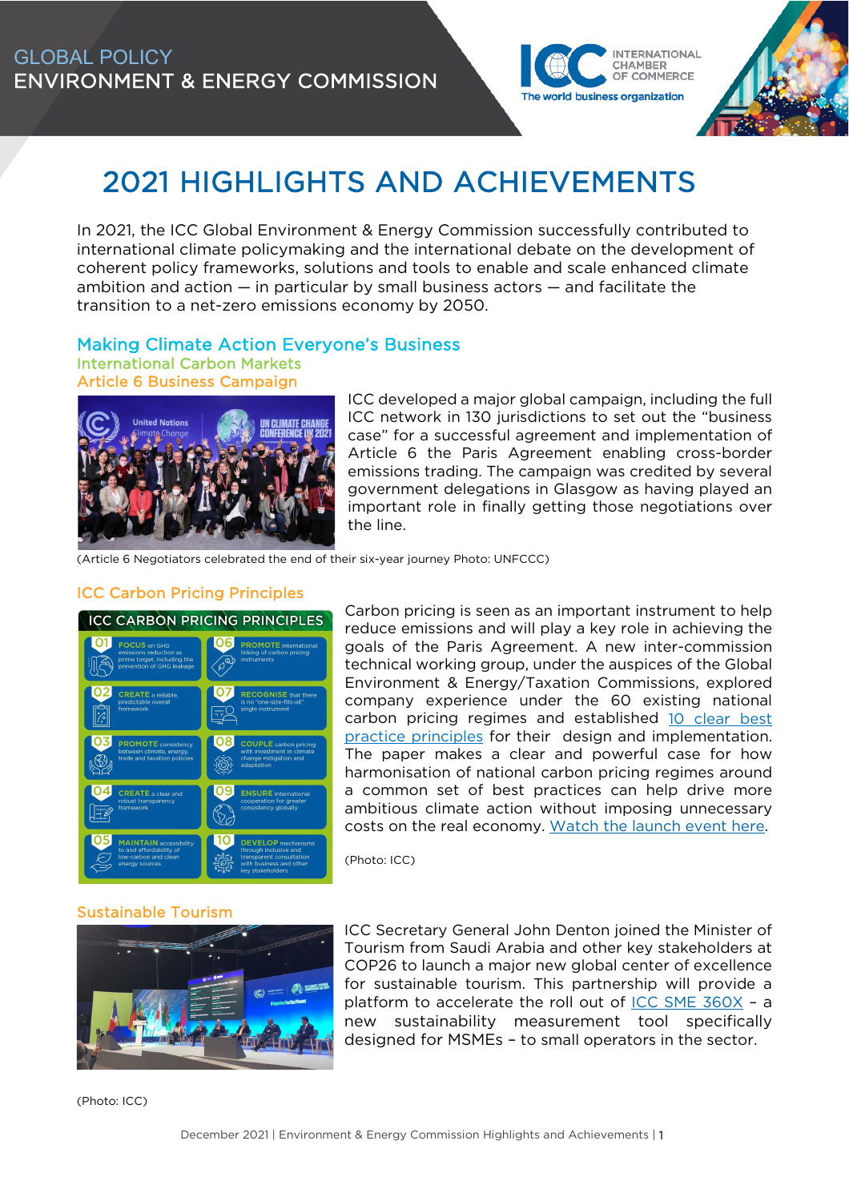GLOBAL POLICY
ENVIRONMENT & ENERGY COMMISSION

# 2021 HIGHLIGHTS AND ACHIEVEMENTS

In 2021, the ICC Global Environment & Energy Commission successfully contributed to international climate policymaking and the international debate on the development of coherent policy frameworks, solutions and tools to enable and scale enhanced climate ambition and action — in particular by small business actors — and facilitate the transition to a net-zero emissions economy by 2050.

## Making Climate Action Everyone's Business

### International Carbon Markets

### Article 6 Business Campaign

ICC developed a major global campaign, including the full ICC network in 130 jurisdictions to set out the "business case" for a successful agreement and implementation of Article 6 the Paris Agreement enabling cross-border emissions trading. The campaign was credited by several government delegations in Glasgow as having played an important role in finally getting those negotiations over the line.

(Article 6 Negotiators celebrated the end of their six-year journey Photo: UNFCCC)

### ICC Carbon Pricing Principles

Carbon pricing is seen as an important instrument to help reduce emissions and will play a key role in achieving the goals of the Paris Agreement. A new inter-commission technical working group, under the auspices of the Global Environment & Energy/Taxation Commissions, explored company experience under the 60 existing national carbon pricing regimes and established 10 clear best practice principles for their design and implementation. The paper makes a clear and powerful case for how harmonisation of national carbon pricing regimes around a common set of best practices can help drive more ambitious climate action without imposing unnecessary costs on the real economy. Watch the launch event here.

(Photo: ICC)

### Sustainable Tourism

ICC Secretary General John Denton joined the Minister of Tourism from Saudi Arabia and other key stakeholders at COP26 to launch a major new global center of excellence for sustainable tourism. This partnership will provide a platform to accelerate the roll out of ICC SME 360X – a new sustainability measurement tool specifically designed for MSMEs – to small operators in the sector.

(Photo: ICC)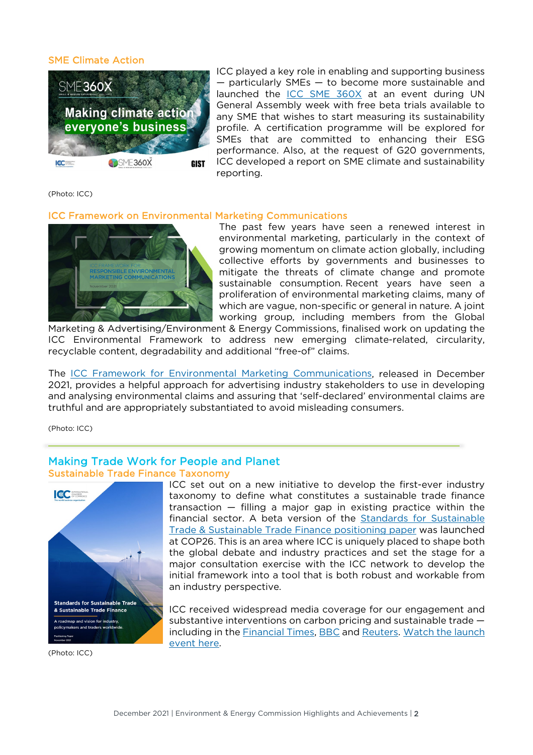### SME Climate Action

ICC played a key role in enabling and supporting business — particularly SMEs — to become more sustainable and launched the ICC SME 360X at an event during UN General Assembly week with free beta trials available to any SME that wishes to start measuring its sustainability profile. A certification programme will be explored for SMEs that are committed to enhancing their ESG performance. Also, at the request of G20 governments, ICC developed a report on SME climate and sustainability reporting.

(Photo: ICC)

### ICC Framework on Environmental Marketing Communications

The past few years have seen a renewed interest in environmental marketing, particularly in the context of growing momentum on climate action globally, including collective efforts by governments and businesses to mitigate the threats of climate change and promote sustainable consumption. Recent years have seen a proliferation of environmental marketing claims, many of which are vague, non-specific or general in nature. A joint working group, including members from the Global Marketing & Advertising/Environment & Energy Commissions, finalised work on updating the ICC Environmental Framework to address new emerging climate-related, circularity, recyclable content, degradability and additional "free-of" claims.

The ICC Framework for Environmental Marketing Communications, released in December 2021, provides a helpful approach for advertising industry stakeholders to use in developing and analysing environmental claims and assuring that 'self-declared' environmental claims are truthful and are appropriately substantiated to avoid misleading consumers.

(Photo: ICC)

## Making Trade Work for People and Planet

### Sustainable Trade Finance Taxonomy

ICC set out on a new initiative to develop the first-ever industry taxonomy to define what constitutes a sustainable trade finance transaction — filling a major gap in existing practice within the financial sector. A beta version of the Standards for Sustainable Trade & Sustainable Trade Finance positioning paper was launched at COP26. This is an area where ICC is uniquely placed to shape both the global debate and industry practices and set the stage for a major consultation exercise with the ICC network to develop the initial framework into a tool that is both robust and workable from an industry perspective.

ICC received widespread media coverage for our engagement and substantive interventions on carbon pricing and sustainable trade — including in the Financial Times, BBC and Reuters. Watch the launch event here.

(Photo: ICC)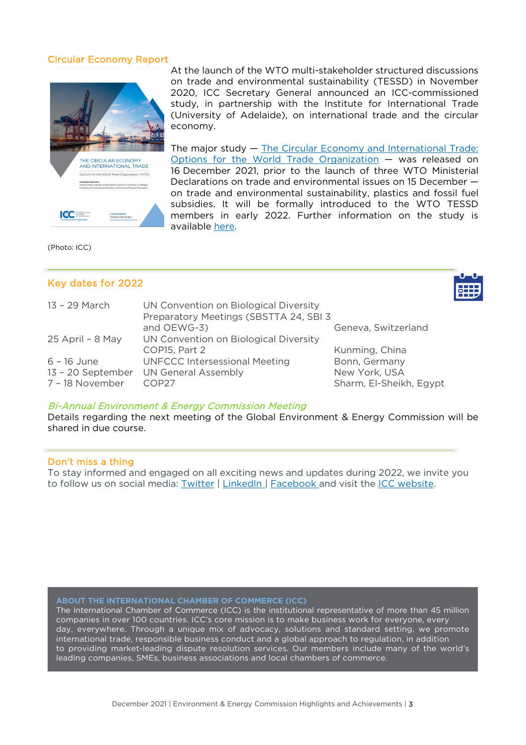## Circular Economy Report

At the launch of the WTO multi-stakeholder structured discussions on trade and environmental sustainability (TESSD) in November 2020, ICC Secretary General announced an ICC-commissioned study, in partnership with the Institute for International Trade (University of Adelaide), on international trade and the circular economy.

The major study — [The Circular Economy and International Trade: Options for the World Trade Organization]() — was released on 16 December 2021, prior to the launch of three WTO Ministerial Declarations on trade and environmental issues on 15 December — on trade and environmental sustainability, plastics and fossil fuel subsidies. It will be formally introduced to the WTO TESSD members in early 2022. Further information on the study is available [here]().

(Photo: ICC)

## Key dates for 2022

| | | |
|---|---|---|
| 13 – 29 March | UN Convention on Biological Diversity Preparatory Meetings (SBSTTA 24, SBI 3 and OEWG-3) | Geneva, Switzerland |
| 25 April – 8 May | UN Convention on Biological Diversity COP15, Part 2 | Kunming, China |
| 6 – 16 June | UNFCCC Intersessional Meeting | Bonn, Germany |
| 13 – 20 September | UN General Assembly | New York, USA |
| 7 – 18 November | COP27 | Sharm, El-Sheikh, Egypt |

### *Bi-Annual Environment & Energy Commission Meeting*

Details regarding the next meeting of the Global Environment & Energy Commission will be shared in due course.

## Don't miss a thing

To stay informed and engaged on all exciting news and updates during 2022, we invite you to follow us on social media: [Twitter]() | [LinkedIn]() | [Facebook]() and visit the [ICC website]().

**ABOUT THE INTERNATIONAL CHAMBER OF COMMERCE (ICC)**
The International Chamber of Commerce (ICC) is the institutional representative of more than 45 million companies in over 100 countries. ICC's core mission is to make business work for everyone, every day, everywhere. Through a unique mix of advocacy, solutions and standard setting, we promote international trade, responsible business conduct and a global approach to regulation, in addition to providing market-leading dispute resolution services. Our members include many of the world's leading companies, SMEs, business associations and local chambers of commerce.